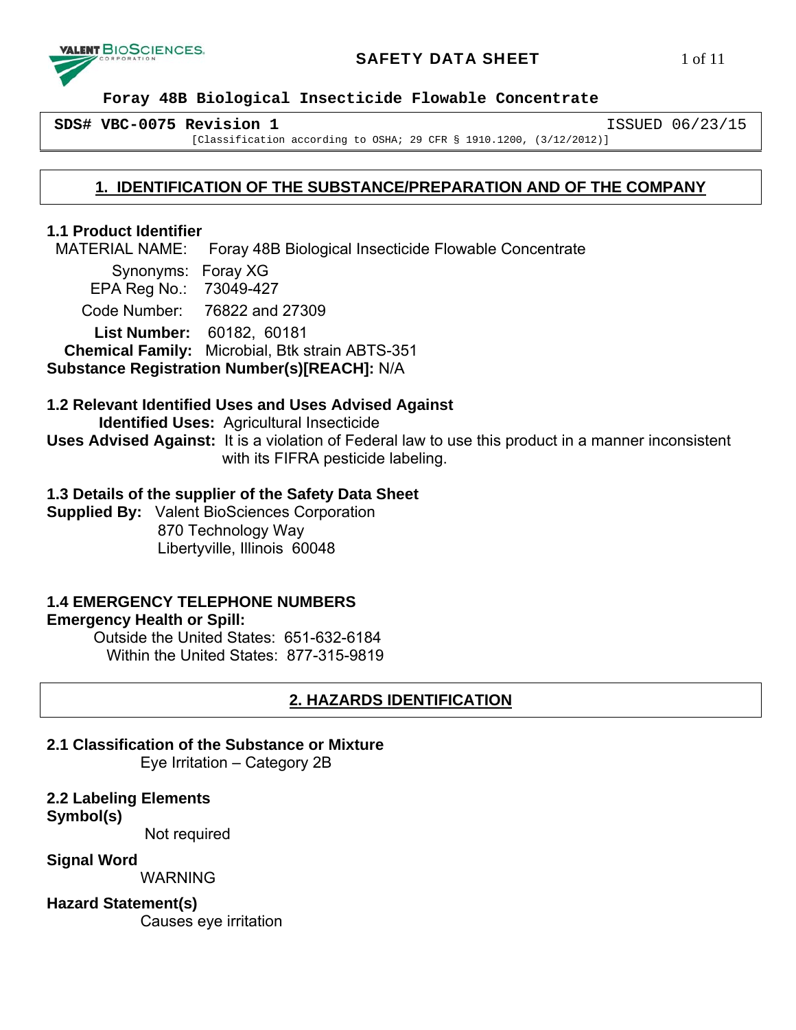**SAFETY DATA SHEET**

# Foray 48B Biological Insecticide Flowable Concentrate

**SDS# VBC-0075 Revision 1** ISSUED 06/23/15

[Classification according to OSHA; 29 CFR § 1910.1200, (3/12/2012)]

## 1. IDENTIFICATION OF THE SUBSTANCE/PREPARATION AND OF THE COMPANY

### 1.1 Product Identifier

MATERIAL NAME: Foray 48B Biological Insecticide Flowable Concentrate

Synonyms: Foray XG

EPA Reg No.: 73049-427

Code Number: 76822 and 27309

**List Number:** 60182, 60181

**Chemical Family:** Microbial, Btk strain ABTS-351

**Substance Registration Number(s)[REACH]:** N/A

### 1.2 Relevant Identified Uses and Uses Advised Against

**Identified Uses:** Agricultural Insecticide

**Uses Advised Against:** It is a violation of Federal law to use this product in a manner inconsistent with its FIFRA pesticide labeling.

### 1.3 Details of the supplier of the Safety Data Sheet

**Supplied By:** Valent BioSciences Corporation
870 Technology Way
Libertyville, Illinois 60048

### 1.4 EMERGENCY TELEPHONE NUMBERS

**Emergency Health or Spill:**

Outside the United States: 651-632-6184

Within the United States: 877-315-9819

## 2. HAZARDS IDENTIFICATION

### 2.1 Classification of the Substance or Mixture

Eye Irritation – Category 2B

### 2.2 Labeling Elements

**Symbol(s)**

Not required

**Signal Word**

WARNING

**Hazard Statement(s)**

Causes eye irritation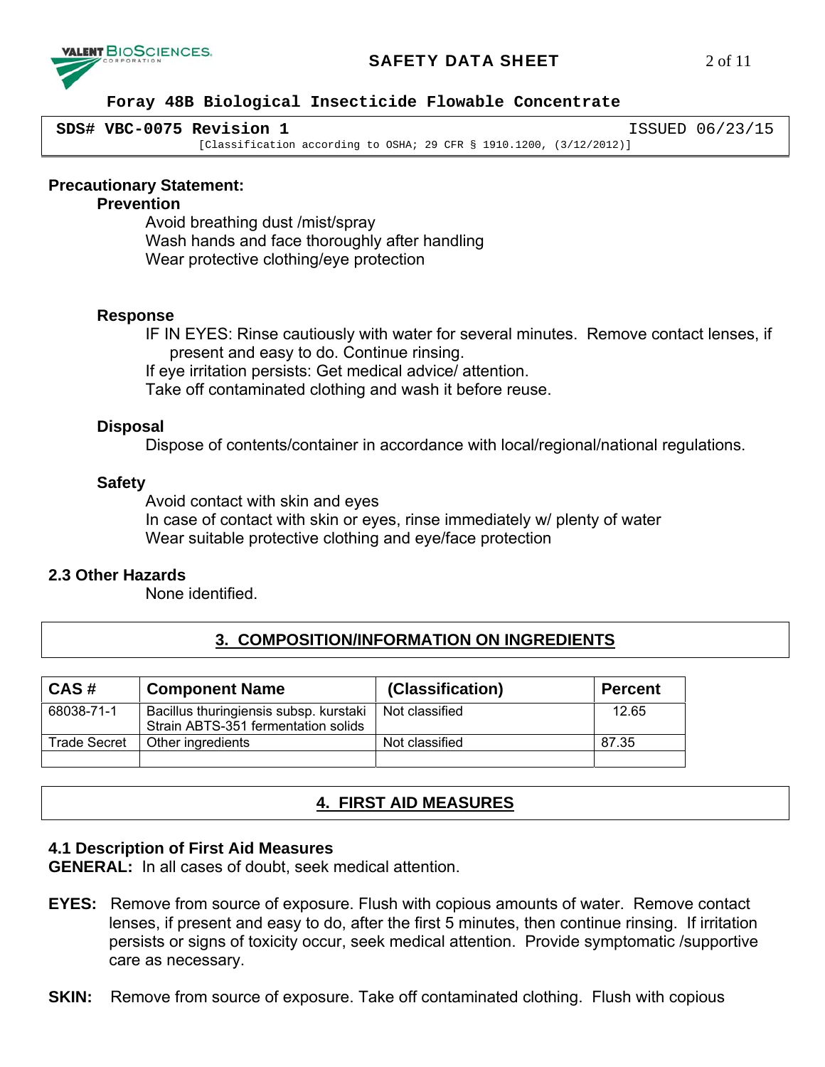**Precautionary Statement:**

**Prevention**

Avoid breathing dust /mist/spray
Wash hands and face thoroughly after handling
Wear protective clothing/eye protection

**Response**

IF IN EYES: Rinse cautiously with water for several minutes. Remove contact lenses, if present and easy to do. Continue rinsing.
If eye irritation persists: Get medical advice/ attention.
Take off contaminated clothing and wash it before reuse.

**Disposal**

Dispose of contents/container in accordance with local/regional/national regulations.

**Safety**

Avoid contact with skin and eyes
In case of contact with skin or eyes, rinse immediately w/ plenty of water
Wear suitable protective clothing and eye/face protection

### 2.3 Other Hazards

None identified.

## 3. COMPOSITION/INFORMATION ON INGREDIENTS

| CAS # | Component Name | (Classification) | Percent |
|---|---|---|---|
| 68038-71-1 | Bacillus thuringiensis subsp. kurstaki Strain ABTS-351 fermentation solids | Not classified | 12.65 |
| Trade Secret | Other ingredients | Not classified | 87.35 |
| | | | |

## 4. FIRST AID MEASURES

### 4.1 Description of First Aid Measures

**GENERAL:** In all cases of doubt, seek medical attention.

**EYES:** Remove from source of exposure. Flush with copious amounts of water. Remove contact lenses, if present and easy to do, after the first 5 minutes, then continue rinsing. If irritation persists or signs of toxicity occur, seek medical attention. Provide symptomatic /supportive care as necessary.

**SKIN:** Remove from source of exposure. Take off contaminated clothing. Flush with copious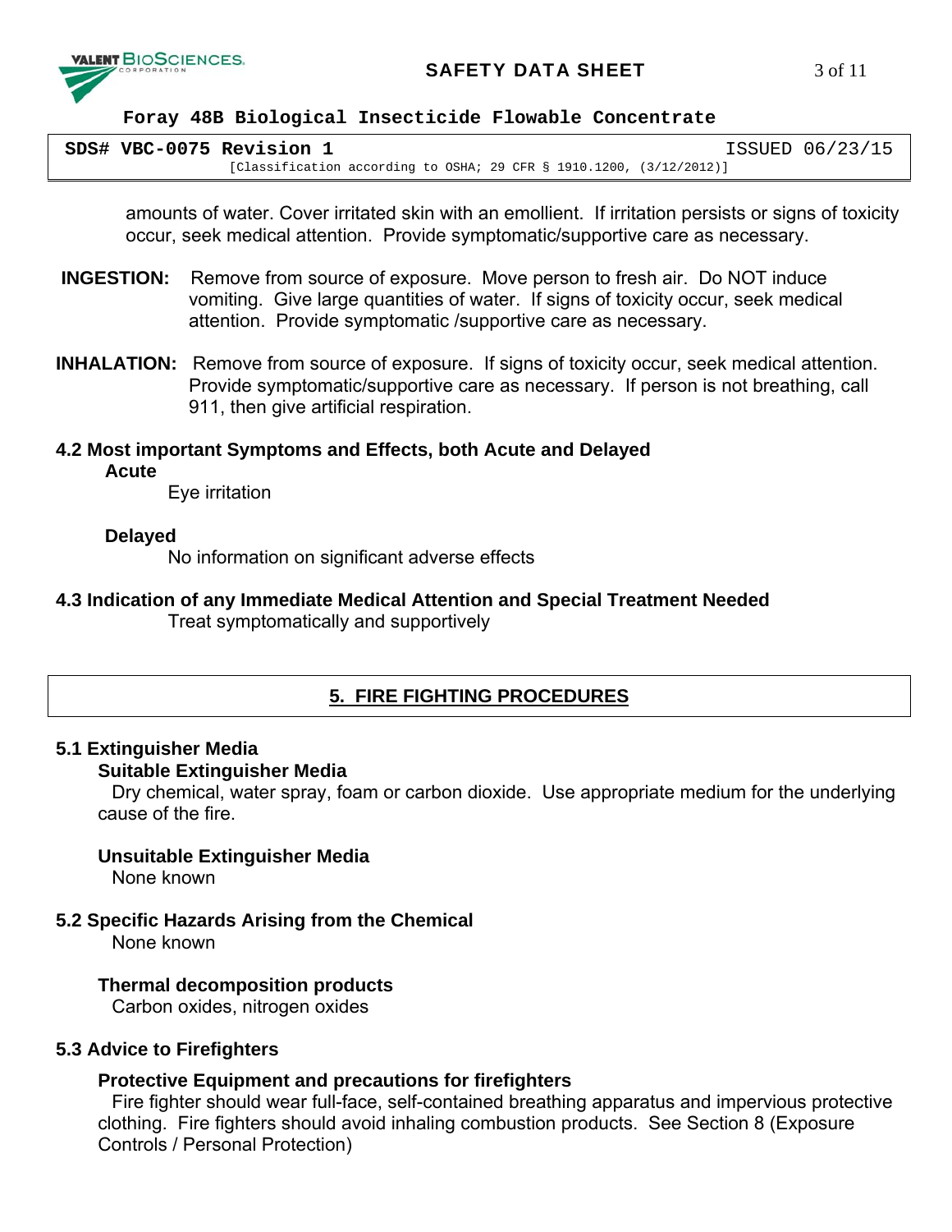amounts of water. Cover irritated skin with an emollient. If irritation persists or signs of toxicity occur, seek medical attention. Provide symptomatic/supportive care as necessary.

**INGESTION:** Remove from source of exposure. Move person to fresh air. Do NOT induce vomiting. Give large quantities of water. If signs of toxicity occur, seek medical attention. Provide symptomatic /supportive care as necessary.

**INHALATION:** Remove from source of exposure. If signs of toxicity occur, seek medical attention. Provide symptomatic/supportive care as necessary. If person is not breathing, call 911, then give artificial respiration.

### 4.2 Most important Symptoms and Effects, both Acute and Delayed

**Acute**

Eye irritation

**Delayed**

No information on significant adverse effects

### 4.3 Indication of any Immediate Medical Attention and Special Treatment Needed

Treat symptomatically and supportively

## 5. FIRE FIGHTING PROCEDURES

### 5.1 Extinguisher Media

**Suitable Extinguisher Media**

Dry chemical, water spray, foam or carbon dioxide. Use appropriate medium for the underlying cause of the fire.

**Unsuitable Extinguisher Media**

None known

### 5.2 Specific Hazards Arising from the Chemical

None known

**Thermal decomposition products**

Carbon oxides, nitrogen oxides

### 5.3 Advice to Firefighters

**Protective Equipment and precautions for firefighters**

Fire fighter should wear full-face, self-contained breathing apparatus and impervious protective clothing. Fire fighters should avoid inhaling combustion products. See Section 8 (Exposure Controls / Personal Protection)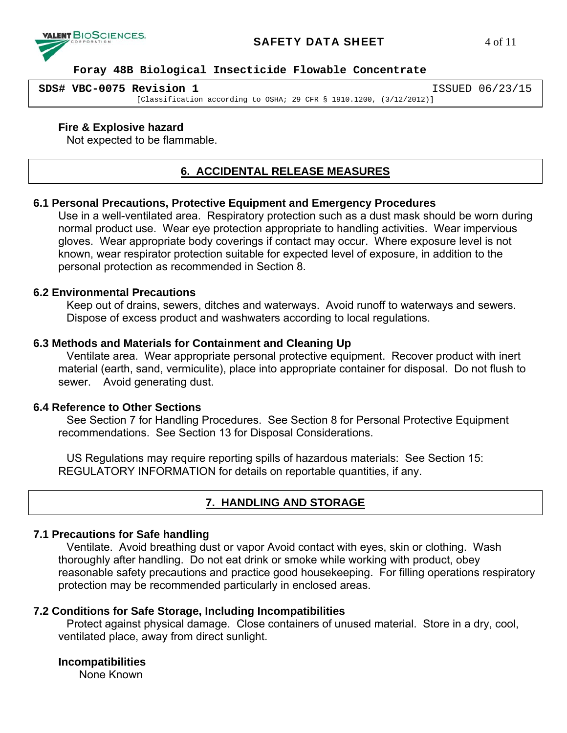**Fire & Explosive hazard**

Not expected to be flammable.

## 6. ACCIDENTAL RELEASE MEASURES

### 6.1 Personal Precautions, Protective Equipment and Emergency Procedures

Use in a well-ventilated area. Respiratory protection such as a dust mask should be worn during normal product use. Wear eye protection appropriate to handling activities. Wear impervious gloves. Wear appropriate body coverings if contact may occur. Where exposure level is not known, wear respirator protection suitable for expected level of exposure, in addition to the personal protection as recommended in Section 8.

### 6.2 Environmental Precautions

Keep out of drains, sewers, ditches and waterways. Avoid runoff to waterways and sewers. Dispose of excess product and washwaters according to local regulations.

### 6.3 Methods and Materials for Containment and Cleaning Up

Ventilate area. Wear appropriate personal protective equipment. Recover product with inert material (earth, sand, vermiculite), place into appropriate container for disposal. Do not flush to sewer. Avoid generating dust.

### 6.4 Reference to Other Sections

See Section 7 for Handling Procedures. See Section 8 for Personal Protective Equipment recommendations. See Section 13 for Disposal Considerations.

US Regulations may require reporting spills of hazardous materials: See Section 15: REGULATORY INFORMATION for details on reportable quantities, if any.

## 7. HANDLING AND STORAGE

### 7.1 Precautions for Safe handling

Ventilate. Avoid breathing dust or vapor Avoid contact with eyes, skin or clothing. Wash thoroughly after handling. Do not eat drink or smoke while working with product, obey reasonable safety precautions and practice good housekeeping. For filling operations respiratory protection may be recommended particularly in enclosed areas.

### 7.2 Conditions for Safe Storage, Including Incompatibilities

Protect against physical damage. Close containers of unused material. Store in a dry, cool, ventilated place, away from direct sunlight.

**Incompatibilities**

None Known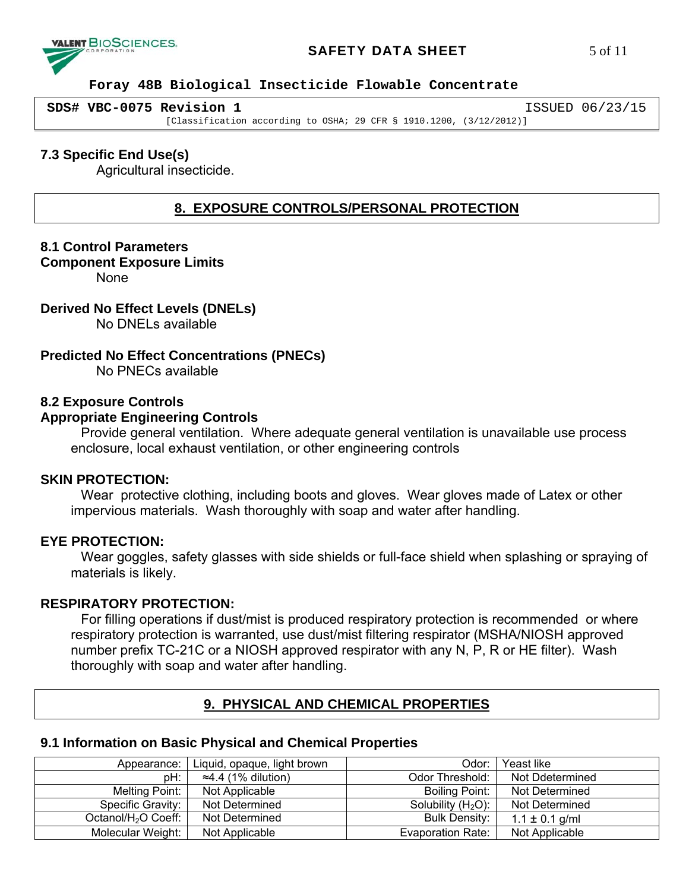### 7.3 Specific End Use(s)

Agricultural insecticide.

## 8. EXPOSURE CONTROLS/PERSONAL PROTECTION

### 8.1 Control Parameters

**Component Exposure Limits**

None

**Derived No Effect Levels (DNELs)**

No DNELs available

**Predicted No Effect Concentrations (PNECs)**

No PNECs available

### 8.2 Exposure Controls

**Appropriate Engineering Controls**

Provide general ventilation. Where adequate general ventilation is unavailable use process enclosure, local exhaust ventilation, or other engineering controls

**SKIN PROTECTION:**

Wear protective clothing, including boots and gloves. Wear gloves made of Latex or other impervious materials. Wash thoroughly with soap and water after handling.

**EYE PROTECTION:**

Wear goggles, safety glasses with side shields or full-face shield when splashing or spraying of materials is likely.

**RESPIRATORY PROTECTION:**

For filling operations if dust/mist is produced respiratory protection is recommended or where respiratory protection is warranted, use dust/mist filtering respirator (MSHA/NIOSH approved number prefix TC-21C or a NIOSH approved respirator with any N, P, R or HE filter). Wash thoroughly with soap and water after handling.

## 9. PHYSICAL AND CHEMICAL PROPERTIES

### 9.1 Information on Basic Physical and Chemical Properties

| | | | |
|---|---|---|---|
| Appearance: | Liquid, opaque, light brown | Odor: | Yeast like |
| pH: | ≈4.4 (1% dilution) | Odor Threshold: | Not Ddetermined |
| Melting Point: | Not Applicable | Boiling Point: | Not Determined |
| Specific Gravity: | Not Determined | Solubility ($H_2O$): | Not Determined |
| Octanol/$H_2O$ Coeff: | Not Determined | Bulk Density: | 1.1 ± 0.1 g/ml |
| Molecular Weight: | Not Applicable | Evaporation Rate: | Not Applicable |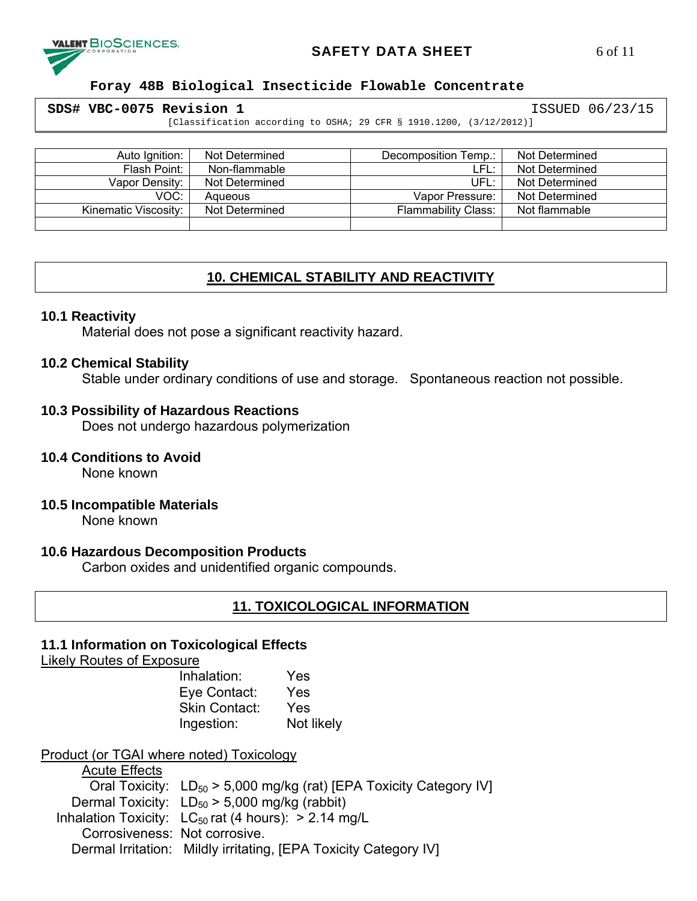| Auto Ignition: | Not Determined | Decomposition Temp.: | Not Determined |
|---|---|---|---|
| Flash Point: | Non-flammable | LFL: | Not Determined |
| Vapor Density: | Not Determined | UFL: | Not Determined |
| VOC: | Aqueous | Vapor Pressure: | Not Determined |
| Kinematic Viscosity: | Not Determined | Flammability Class: | Not flammable |
| | | | |

## 10. CHEMICAL STABILITY AND REACTIVITY

### 10.1 Reactivity

Material does not pose a significant reactivity hazard.

### 10.2 Chemical Stability

Stable under ordinary conditions of use and storage. Spontaneous reaction not possible.

### 10.3 Possibility of Hazardous Reactions

Does not undergo hazardous polymerization

### 10.4 Conditions to Avoid

None known

### 10.5 Incompatible Materials

None known

### 10.6 Hazardous Decomposition Products

Carbon oxides and unidentified organic compounds.

## 11. TOXICOLOGICAL INFORMATION

### 11.1 Information on Toxicological Effects

Likely Routes of Exposure

- Inhalation: Yes
- Eye Contact: Yes
- Skin Contact: Yes
- Ingestion: Not likely

Product (or TGAI where noted) Toxicology

Acute Effects

- Oral Toxicity: $LD_{50}$ > 5,000 mg/kg (rat) [EPA Toxicity Category IV]
- Dermal Toxicity: $LD_{50}$ > 5,000 mg/kg (rabbit)
- Inhalation Toxicity: $LC_{50}$ rat (4 hours): > 2.14 mg/L
- Corrosiveness: Not corrosive.
- Dermal Irritation: Mildly irritating, [EPA Toxicity Category IV]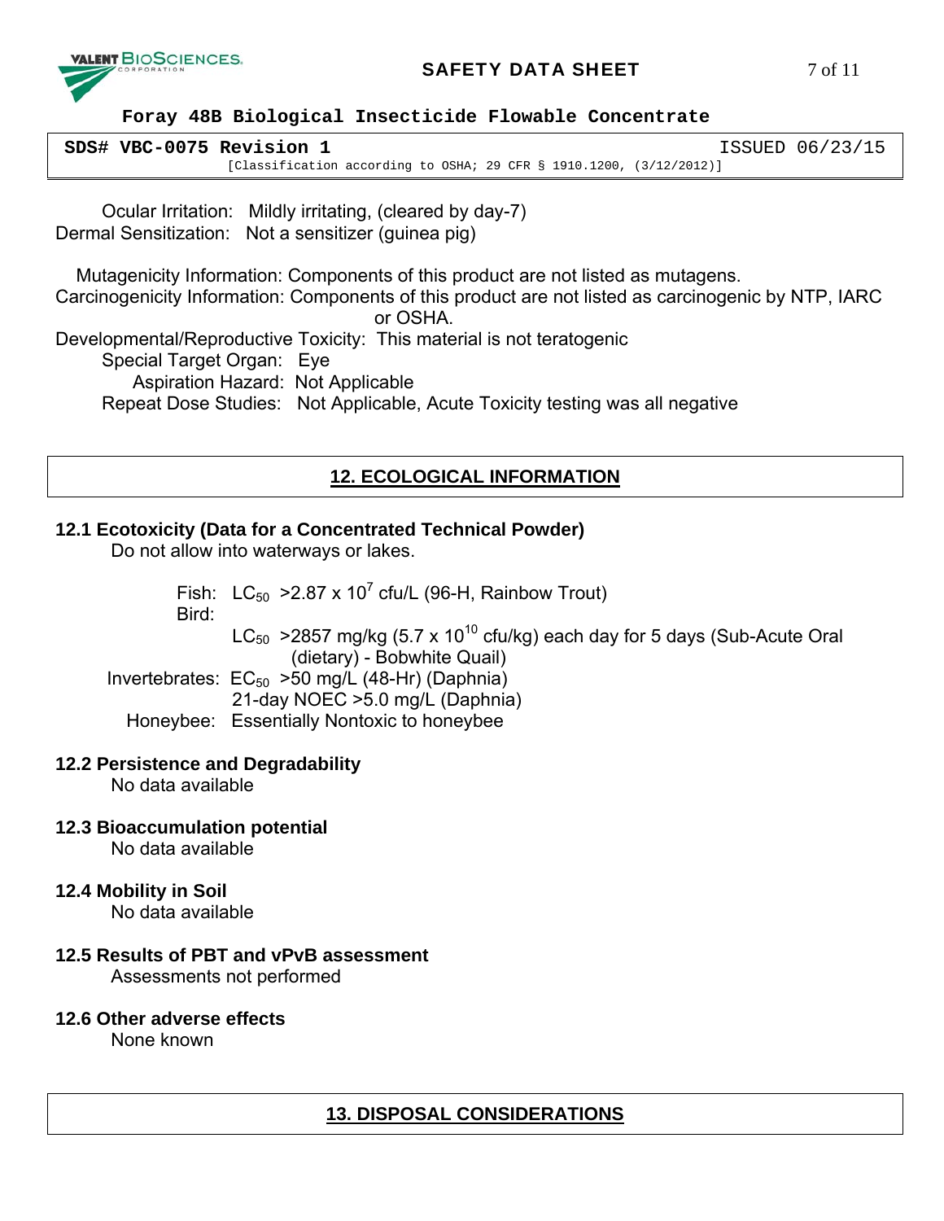Ocular Irritation: Mildly irritating, (cleared by day-7)
Dermal Sensitization: Not a sensitizer (guinea pig)

Mutagenicity Information: Components of this product are not listed as mutagens.
Carcinogenicity Information: Components of this product are not listed as carcinogenic by NTP, IARC or OSHA.
Developmental/Reproductive Toxicity: This material is not teratogenic
Special Target Organ: Eye
Aspiration Hazard: Not Applicable
Repeat Dose Studies: Not Applicable, Acute Toxicity testing was all negative

## 12. ECOLOGICAL INFORMATION

### 12.1 Ecotoxicity (Data for a Concentrated Technical Powder)

Do not allow into waterways or lakes.

Fish: $LC_{50}$ >2.87 x $10^7$ cfu/L (96-H, Rainbow Trout)
Bird:
$LC_{50}$ >2857 mg/kg (5.7 x $10^{10}$ cfu/kg) each day for 5 days (Sub-Acute Oral (dietary) - Bobwhite Quail)
Invertebrates: $EC_{50}$ >50 mg/L (48-Hr) (Daphnia)
21-day NOEC >5.0 mg/L (Daphnia)
Honeybee: Essentially Nontoxic to honeybee

### 12.2 Persistence and Degradability

No data available

### 12.3 Bioaccumulation potential

No data available

### 12.4 Mobility in Soil

No data available

### 12.5 Results of PBT and vPvB assessment

Assessments not performed

### 12.6 Other adverse effects

None known

## 13. DISPOSAL CONSIDERATIONS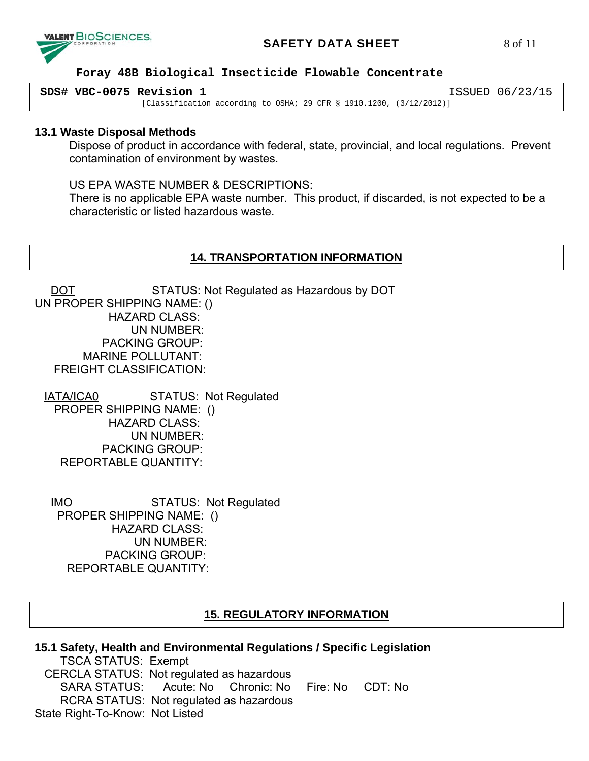### 13.1 Waste Disposal Methods

Dispose of product in accordance with federal, state, provincial, and local regulations. Prevent contamination of environment by wastes.

US EPA WASTE NUMBER & DESCRIPTIONS:
There is no applicable EPA waste number. This product, if discarded, is not expected to be a characteristic or listed hazardous waste.

## 14. TRANSPORTATION INFORMATION

DOT STATUS: Not Regulated as Hazardous by DOT
UN PROPER SHIPPING NAME: ()
HAZARD CLASS:
UN NUMBER:
PACKING GROUP:
MARINE POLLUTANT:
FREIGHT CLASSIFICATION:

IATA/ICA0 STATUS: Not Regulated
PROPER SHIPPING NAME: ()
HAZARD CLASS:
UN NUMBER:
PACKING GROUP:
REPORTABLE QUANTITY:

IMO STATUS: Not Regulated
PROPER SHIPPING NAME: ()
HAZARD CLASS:
UN NUMBER:
PACKING GROUP:
REPORTABLE QUANTITY:

## 15. REGULATORY INFORMATION

### 15.1 Safety, Health and Environmental Regulations / Specific Legislation

TSCA STATUS: Exempt
CERCLA STATUS: Not regulated as hazardous
SARA STATUS: Acute: No Chronic: No Fire: No CDT: No
RCRA STATUS: Not regulated as hazardous
State Right-To-Know: Not Listed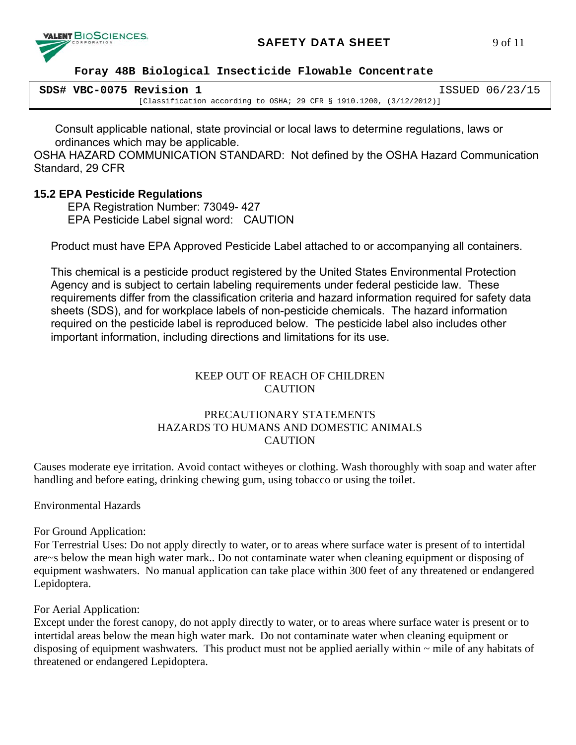Consult applicable national, state provincial or local laws to determine regulations, laws or ordinances which may be applicable.

OSHA HAZARD COMMUNICATION STANDARD: Not defined by the OSHA Hazard Communication Standard, 29 CFR

### 15.2 EPA Pesticide Regulations

EPA Registration Number: 73049- 427
EPA Pesticide Label signal word: CAUTION

Product must have EPA Approved Pesticide Label attached to or accompanying all containers.

This chemical is a pesticide product registered by the United States Environmental Protection Agency and is subject to certain labeling requirements under federal pesticide law. These requirements differ from the classification criteria and hazard information required for safety data sheets (SDS), and for workplace labels of non-pesticide chemicals. The hazard information required on the pesticide label is reproduced below. The pesticide label also includes other important information, including directions and limitations for its use.

KEEP OUT OF REACH OF CHILDREN
CAUTION

PRECAUTIONARY STATEMENTS
HAZARDS TO HUMANS AND DOMESTIC ANIMALS
CAUTION

Causes moderate eye irritation. Avoid contact witheyes or clothing. Wash thoroughly with soap and water after handling and before eating, drinking chewing gum, using tobacco or using the toilet.

Environmental Hazards

For Ground Application:
For Terrestrial Uses: Do not apply directly to water, or to areas where surface water is present of to intertidal are~s below the mean high water mark.. Do not contaminate water when cleaning equipment or disposing of equipment washwaters. No manual application can take place within 300 feet of any threatened or endangered Lepidoptera.

For Aerial Application:
Except under the forest canopy, do not apply directly to water, or to areas where surface water is present or to intertidal areas below the mean high water mark. Do not contaminate water when cleaning equipment or disposing of equipment washwaters. This product must not be applied aerially within ~ mile of any habitats of threatened or endangered Lepidoptera.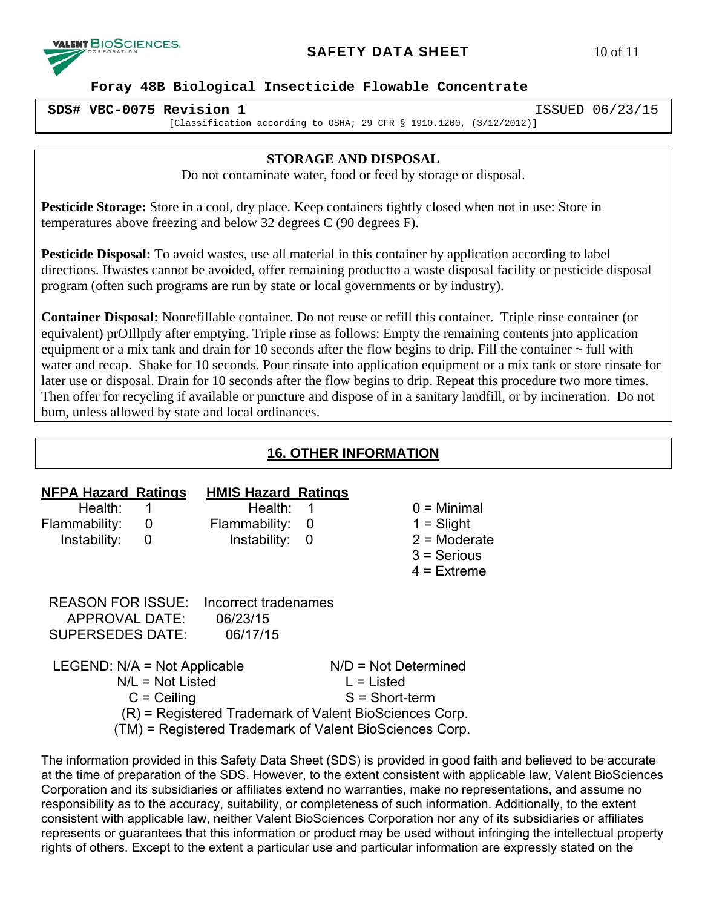**Foray 48B Biological Insecticide Flowable Concentrate**

**SDS# VBC-0075 Revision 1** ISSUED 06/23/15

[Classification according to OSHA; 29 CFR § 1910.1200, (3/12/2012)]

**STORAGE AND DISPOSAL**

Do not contaminate water, food or feed by storage or disposal.

**Pesticide Storage:** Store in a cool, dry place. Keep containers tightly closed when not in use: Store in temperatures above freezing and below 32 degrees C (90 degrees F).

**Pesticide Disposal:** To avoid wastes, use all material in this container by application according to label directions. Ifwastes cannot be avoided, offer remaining productto a waste disposal facility or pesticide disposal program (often such programs are run by state or local governments or by industry).

**Container Disposal:** Nonrefillable container. Do not reuse or refill this container. Triple rinse container (or equivalent) prOIllptly after emptying. Triple rinse as follows: Empty the remaining contents jnto application equipment or a mix tank and drain for 10 seconds after the flow begins to drip. Fill the container ~ full with water and recap. Shake for 10 seconds. Pour rinsate into application equipment or a mix tank or store rinsate for later use or disposal. Drain for 10 seconds after the flow begins to drip. Repeat this procedure two more times. Then offer for recycling if available or puncture and dispose of in a sanitary landfill, or by incineration. Do not bum, unless allowed by state and local ordinances.

## 16. OTHER INFORMATION

| NFPA Hazard Ratings | | HMIS Hazard Ratings | | |
|---|---|---|---|---|
| Health: | 1 | Health: | 1 | 0 = Minimal |
| Flammability: | 0 | Flammability: | 0 | 1 = Slight |
| Instability: | 0 | Instability: | 0 | 2 = Moderate |
| | | | | 3 = Serious |
| | | | | 4 = Extreme |

REASON FOR ISSUE: Incorrect tradenames
APPROVAL DATE: 06/23/15
SUPERSEDES DATE: 06/17/15

LEGEND: N/A = Not Applicable N/D = Not Determined
N/L = Not Listed L = Listed
C = Ceiling S = Short-term
(R) = Registered Trademark of Valent BioSciences Corp.
(TM) = Registered Trademark of Valent BioSciences Corp.

The information provided in this Safety Data Sheet (SDS) is provided in good faith and believed to be accurate at the time of preparation of the SDS. However, to the extent consistent with applicable law, Valent BioSciences Corporation and its subsidiaries or affiliates extend no warranties, make no representations, and assume no responsibility as to the accuracy, suitability, or completeness of such information. Additionally, to the extent consistent with applicable law, neither Valent BioSciences Corporation nor any of its subsidiaries or affiliates represents or guarantees that this information or product may be used without infringing the intellectual property rights of others. Except to the extent a particular use and particular information are expressly stated on the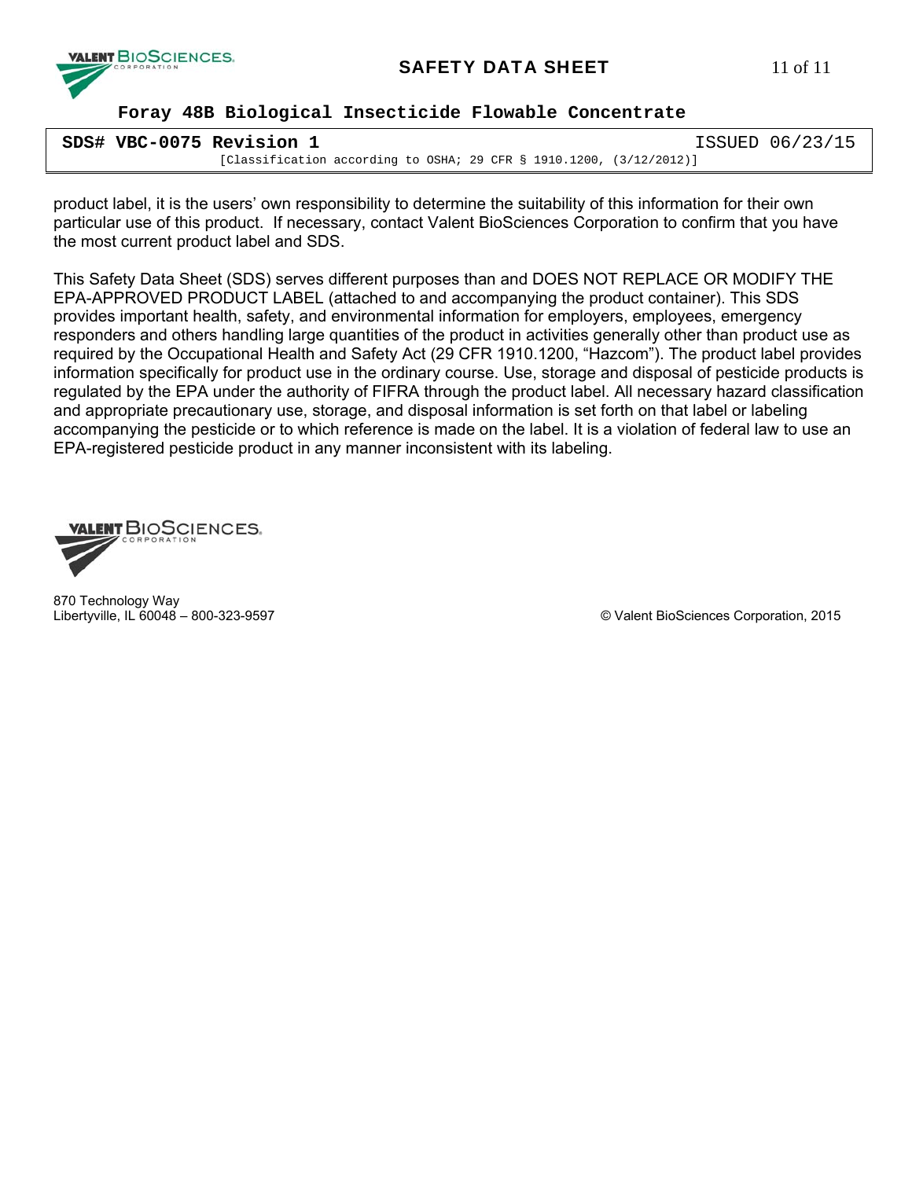product label, it is the users' own responsibility to determine the suitability of this information for their own particular use of this product. If necessary, contact Valent BioSciences Corporation to confirm that you have the most current product label and SDS.

This Safety Data Sheet (SDS) serves different purposes than and DOES NOT REPLACE OR MODIFY THE EPA-APPROVED PRODUCT LABEL (attached to and accompanying the product container). This SDS provides important health, safety, and environmental information for employers, employees, emergency responders and others handling large quantities of the product in activities generally other than product use as required by the Occupational Health and Safety Act (29 CFR 1910.1200, "Hazcom"). The product label provides information specifically for product use in the ordinary course. Use, storage and disposal of pesticide products is regulated by the EPA under the authority of FIFRA through the product label. All necessary hazard classification and appropriate precautionary use, storage, and disposal information is set forth on that label or labeling accompanying the pesticide or to which reference is made on the label. It is a violation of federal law to use an EPA-registered pesticide product in any manner inconsistent with its labeling.

VALENT BIOSCIENCES CORPORATION

870 Technology Way
Libertyville, IL 60048 – 800-323-9597

© Valent BioSciences Corporation, 2015